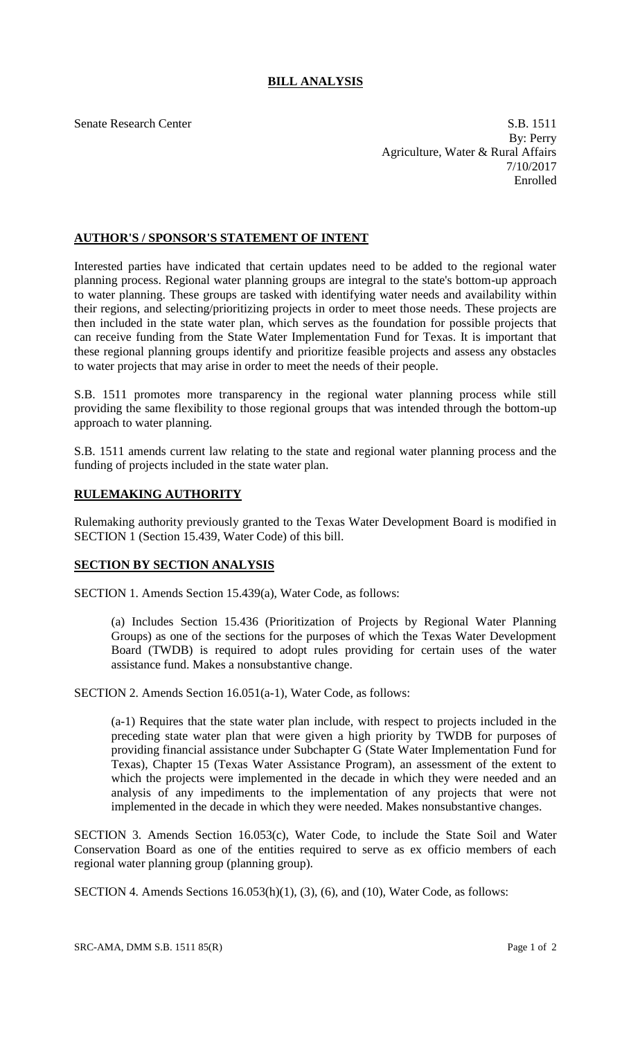# BILL ANALYSIS

Senate Research Center

S.B. 1511
By: Perry
Agriculture, Water & Rural Affairs
7/10/2017
Enrolled

## AUTHOR'S / SPONSOR'S STATEMENT OF INTENT

Interested parties have indicated that certain updates need to be added to the regional water planning process. Regional water planning groups are integral to the state's bottom-up approach to water planning. These groups are tasked with identifying water needs and availability within their regions, and selecting/prioritizing projects in order to meet those needs. These projects are then included in the state water plan, which serves as the foundation for possible projects that can receive funding from the State Water Implementation Fund for Texas. It is important that these regional planning groups identify and prioritize feasible projects and assess any obstacles to water projects that may arise in order to meet the needs of their people.

S.B. 1511 promotes more transparency in the regional water planning process while still providing the same flexibility to those regional groups that was intended through the bottom-up approach to water planning.

S.B. 1511 amends current law relating to the state and regional water planning process and the funding of projects included in the state water plan.

## RULEMAKING AUTHORITY

Rulemaking authority previously granted to the Texas Water Development Board is modified in SECTION 1 (Section 15.439, Water Code) of this bill.

## SECTION BY SECTION ANALYSIS

SECTION 1. Amends Section 15.439(a), Water Code, as follows:

(a) Includes Section 15.436 (Prioritization of Projects by Regional Water Planning Groups) as one of the sections for the purposes of which the Texas Water Development Board (TWDB) is required to adopt rules providing for certain uses of the water assistance fund. Makes a nonsubstantive change.

SECTION 2. Amends Section 16.051(a-1), Water Code, as follows:

(a-1) Requires that the state water plan include, with respect to projects included in the preceding state water plan that were given a high priority by TWDB for purposes of providing financial assistance under Subchapter G (State Water Implementation Fund for Texas), Chapter 15 (Texas Water Assistance Program), an assessment of the extent to which the projects were implemented in the decade in which they were needed and an analysis of any impediments to the implementation of any projects that were not implemented in the decade in which they were needed. Makes nonsubstantive changes.

SECTION 3. Amends Section 16.053(c), Water Code, to include the State Soil and Water Conservation Board as one of the entities required to serve as ex officio members of each regional water planning group (planning group).

SECTION 4. Amends Sections 16.053(h)(1), (3), (6), and (10), Water Code, as follows: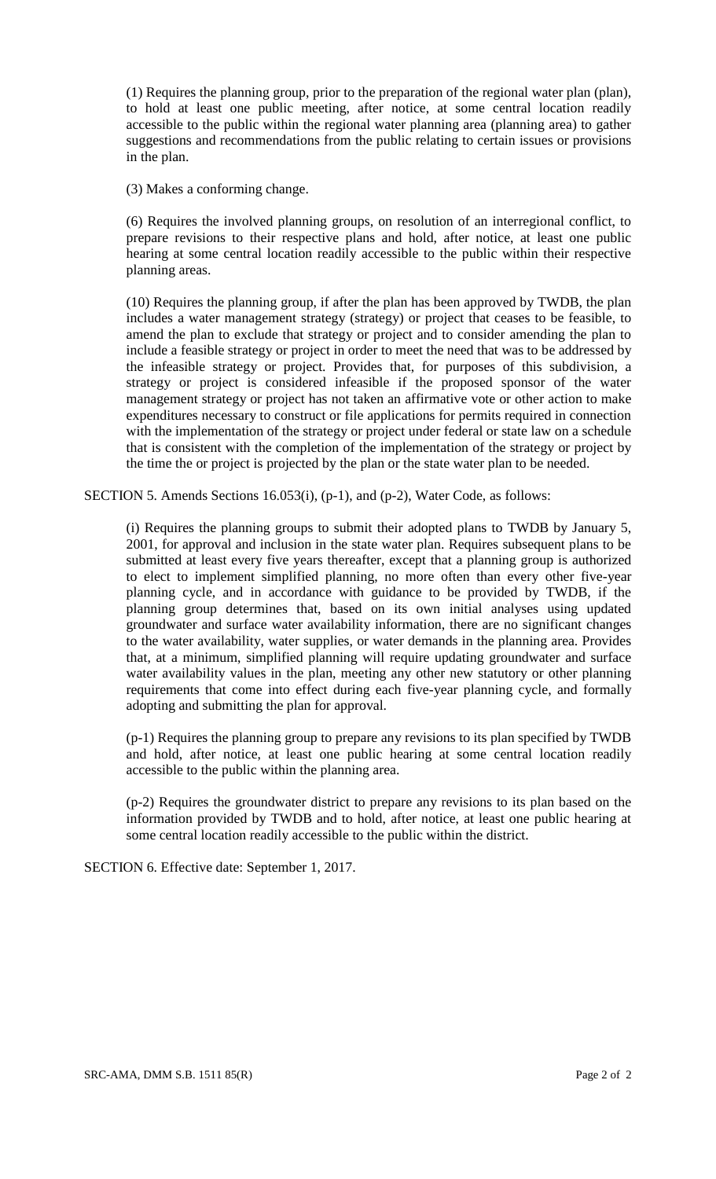(1) Requires the planning group, prior to the preparation of the regional water plan (plan), to hold at least one public meeting, after notice, at some central location readily accessible to the public within the regional water planning area (planning area) to gather suggestions and recommendations from the public relating to certain issues or provisions in the plan.

(3) Makes a conforming change.

(6) Requires the involved planning groups, on resolution of an interregional conflict, to prepare revisions to their respective plans and hold, after notice, at least one public hearing at some central location readily accessible to the public within their respective planning areas.

(10) Requires the planning group, if after the plan has been approved by TWDB, the plan includes a water management strategy (strategy) or project that ceases to be feasible, to amend the plan to exclude that strategy or project and to consider amending the plan to include a feasible strategy or project in order to meet the need that was to be addressed by the infeasible strategy or project. Provides that, for purposes of this subdivision, a strategy or project is considered infeasible if the proposed sponsor of the water management strategy or project has not taken an affirmative vote or other action to make expenditures necessary to construct or file applications for permits required in connection with the implementation of the strategy or project under federal or state law on a schedule that is consistent with the completion of the implementation of the strategy or project by the time the or project is projected by the plan or the state water plan to be needed.

SECTION 5. Amends Sections 16.053(i), (p-1), and (p-2), Water Code, as follows:

(i) Requires the planning groups to submit their adopted plans to TWDB by January 5, 2001, for approval and inclusion in the state water plan. Requires subsequent plans to be submitted at least every five years thereafter, except that a planning group is authorized to elect to implement simplified planning, no more often than every other five-year planning cycle, and in accordance with guidance to be provided by TWDB, if the planning group determines that, based on its own initial analyses using updated groundwater and surface water availability information, there are no significant changes to the water availability, water supplies, or water demands in the planning area. Provides that, at a minimum, simplified planning will require updating groundwater and surface water availability values in the plan, meeting any other new statutory or other planning requirements that come into effect during each five-year planning cycle, and formally adopting and submitting the plan for approval.

(p-1) Requires the planning group to prepare any revisions to its plan specified by TWDB and hold, after notice, at least one public hearing at some central location readily accessible to the public within the planning area.

(p-2) Requires the groundwater district to prepare any revisions to its plan based on the information provided by TWDB and to hold, after notice, at least one public hearing at some central location readily accessible to the public within the district.

SECTION 6. Effective date: September 1, 2017.